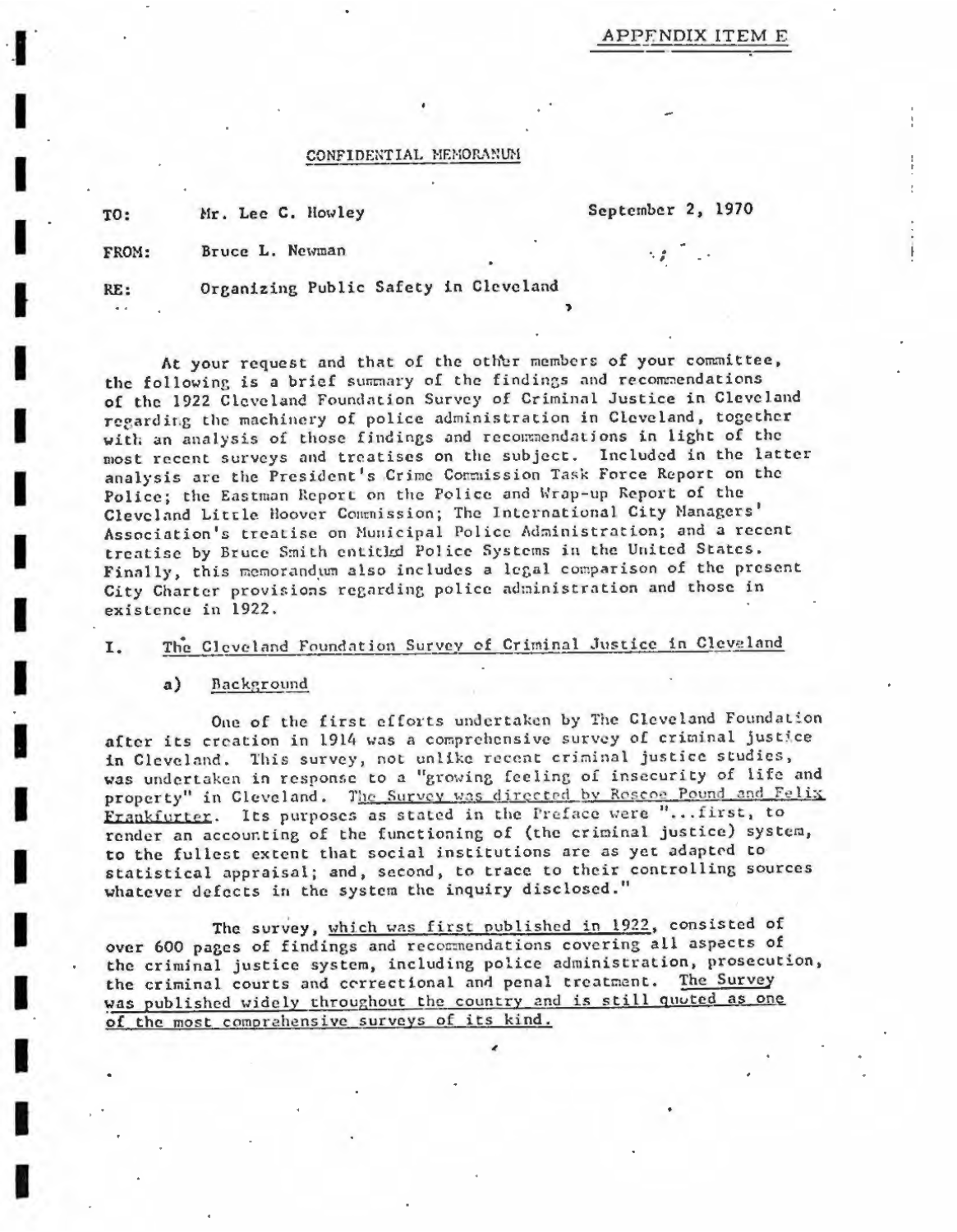APPENDIX ITEM E

CONFIDENTIAL MEMORANUM

TO: Mr. Lee C. Howley

September 2, 1970

FROM: Bruce L. Newman

RE: Organizing Public Safety in Cleveland

At your request and that of the other members of your committee, the following is a brief summary of the findings and recommendations of the 1922 Cleveland Foundation Survey of Criminal Justice in Cleveland regarding the machinery of police administration in Cleveland, together with an analysis of those findings and recommendations in light of the most recent surveys and treatises on the subject. Included in the latter analysis are the President's Crime Commission Task Force Report on the Police; the Eastman Report on the Police and Wrap-up Report of the Cleveland Little Hoover Commission; The International City Managers' Association's treatise on Municipal Police Administration; and a recent treatise by Bruce Smith entitled Police Systems in the United States. Finally, this memorandum also includes a legal comparison of the present City Charter provisions regarding police administration and those in existence in 1922.

## I. The Cleveland Foundation Survey of Criminal Justice in Cleveland

### a) Background

One of the first efforts undertaken by The Cleveland Foundation after its creation in 1914 was a comprehensive survey of criminal justice in Cleveland. This survey, not unlike recent criminal justice studies, was undertaken in response to a "growing feeling of insecurity of life and property" in Cleveland. The Survey was directed by Roscoe Pound and Felix Frankfurter. Its purposes as stated in the Preface were "...first, to render an accounting of the functioning of (the criminal justice) system, to the fullest extent that social institutions are as yet adapted to statistical appraisal; and, second, to trace to their controlling sources whatever defects in the system the inquiry disclosed."

The survey, which was first published in 1922, consisted of over 600 pages of findings and recommendations covering all aspects of the criminal justice system, including police administration, prosecution, the criminal courts and correctional and penal treatment. The Survey was published widely throughout the country and is still quoted as one of the most comprehensive surveys of its kind.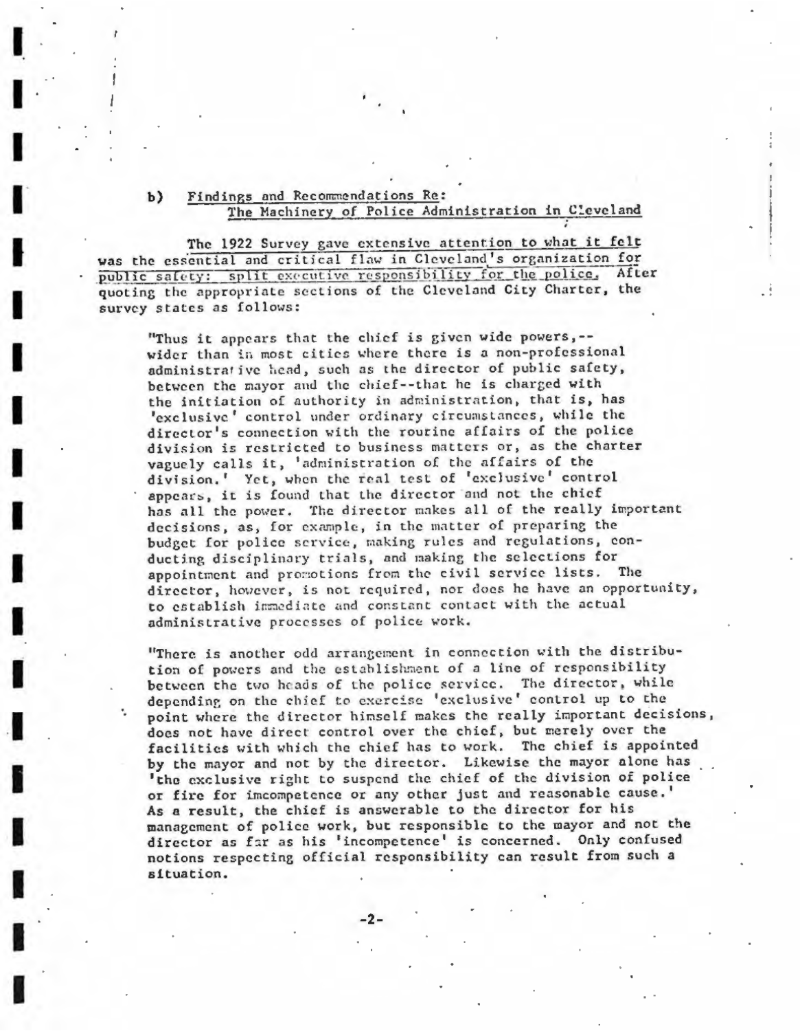b) Findings and Recommendations Re:
The Machinery of Police Administration in Cleveland

The 1922 Survey gave extensive attention to what it felt was the essential and critical flaw in Cleveland's organization for public safety: split executive responsibility for the police. After quoting the appropriate sections of the Cleveland City Charter, the survey states as follows:

> "Thus it appears that the chief is given wide powers,--wider than in most cities where there is a non-professional administrative head, such as the director of public safety, between the mayor and the chief--that he is charged with the initiation of authority in administration, that is, has 'exclusive' control under ordinary circumstances, while the director's connection with the routine affairs of the police division is restricted to business matters or, as the charter vaguely calls it, 'administration of the affairs of the division.' Yet, when the real test of 'exclusive' control appears, it is found that the director and not the chief has all the power. The director makes all of the really important decisions, as, for example, in the matter of preparing the budget for police service, making rules and regulations, conducting disciplinary trials, and making the selections for appointment and promotions from the civil service lists. The director, however, is not required, nor does he have an opportunity, to establish immediate and constant contact with the actual administrative processes of police work.
>
> "There is another odd arrangement in connection with the distribution of powers and the establishment of a line of responsibility between the two heads of the police service. The director, while depending on the chief to exercise 'exclusive' control up to the point where the director himself makes the really important decisions, does not have direct control over the chief, but merely over the facilities with which the chief has to work. The chief is appointed by the mayor and not by the director. Likewise the mayor alone has 'the exclusive right to suspend the chief of the division of police or fire for imcompetence or any other just and reasonable cause.' As a result, the chief is answerable to the director for his management of police work, but responsible to the mayor and not the director as far as his 'incompetence' is concerned. Only confused notions respecting official responsibility can result from such a situation.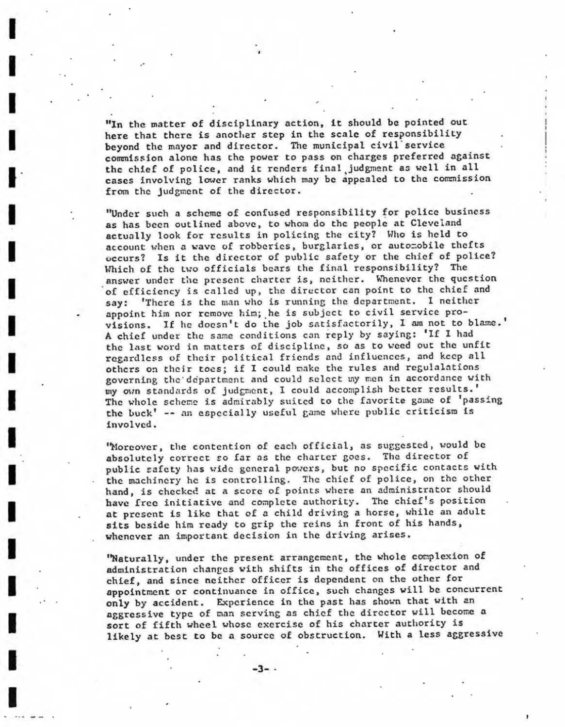"In the matter of disciplinary action, it should be pointed out here that there is another step in the scale of responsibility beyond the mayor and director. The municipal civil service commission alone has the power to pass on charges preferred against the chief of police, and it renders final judgment as well in all cases involving lower ranks which may be appealed to the commission from the judgment of the director.

"Under such a scheme of confused responsibility for police business as has been outlined above, to whom do the people at Cleveland actually look for results in policing the city? Who is held to account when a wave of robberies, burglaries, or automobile thefts occurs? Is it the director of public safety or the chief of police? Which of the two officials bears the final responsibility? The answer under the present charter is, neither. Whenever the question of efficiency is called up, the director can point to the chief and say: 'There is the man who is running the department. I neither appoint him nor remove him; he is subject to civil service provisions. If he doesn't do the job satisfactorily, I am not to blame.' A chief under the same conditions can reply by saying: 'If I had the last word in matters of discipline, so as to weed out the unfit regardless of their political friends and influences, and keep all others on their toes; if I could make the rules and regulalations governing the department and could select my men in accordance with my own standards of judgment, I could accomplish better results.' The whole scheme is admirably suited to the favorite game of 'passing the buck' -- an especially useful game where public criticism is involved.

"Moreover, the contention of each official, as suggested, would be absolutely correct so far as the charter goes. The director of public safety has wide general powers, but no specific contacts with the machinery he is controlling. The chief of police, on the other hand, is checked at a score of points where an administrator should have free initiative and complete authority. The chief's position at present is like that of a child driving a horse, while an adult sits beside him ready to grip the reins in front of his hands, whenever an important decision in the driving arises.

"Naturally, under the present arrangement, the whole complexion of administration changes with shifts in the offices of director and chief, and since neither officer is dependent on the other for appointment or continuance in office, such changes will be concurrent only by accident. Experience in the past has shown that with an aggressive type of man serving as chief the director will become a sort of fifth wheel whose exercise of his charter authority is likely at best to be a source of obstruction. With a less aggressive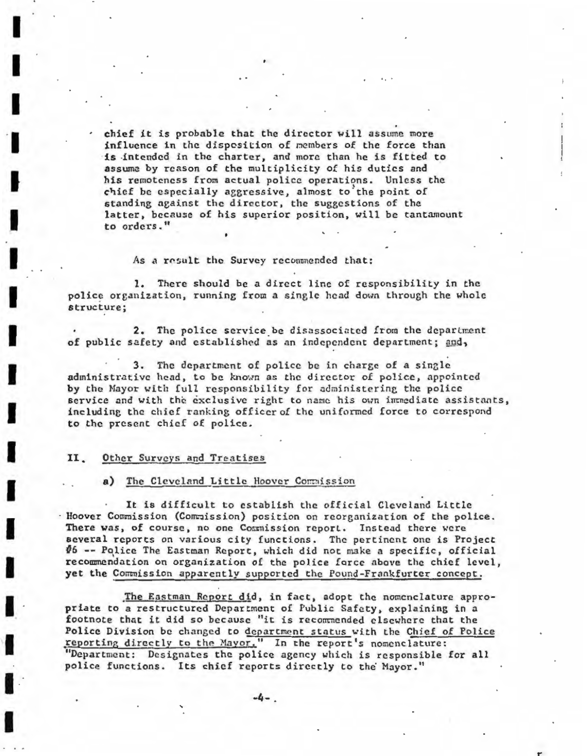chief it is probable that the director will assume more influence in the disposition of members of the force than is intended in the charter, and more than he is fitted to assume by reason of the multiplicity of his duties and his remoteness from actual police operations. Unless the chief be especially aggressive, almost to the point of standing against the director, the suggestions of the latter, because of his superior position, will be tantamount to orders."

As a result the Survey recommended that:

1. There should be a direct line of responsibility in the police organization, running from a single head down through the whole structure;

2. The police service be disassociated from the department of public safety and established as an independent department; and,

3. The department of police be in charge of a single administrative head, to be known as the director of police, appointed by the Mayor with full responsibility for administering the police service and with the exclusive right to name his own immediate assistants, including the chief ranking officer of the uniformed force to correspond to the present chief of police.

## II. Other Surveys and Treatises

### a) The Cleveland Little Hoover Commission

It is difficult to establish the official Cleveland Little Hoover Commission (Commission) position on reorganization of the police. There was, of course, no one Commission report. Instead there were several reports on various city functions. The pertinent one is Project #6 -- Police The Eastman Report, which did not make a specific, official recommendation on organization of the police force above the chief level, yet the Commission apparently supported the Pound-Frankfurter concept.

The Eastman Report did, in fact, adopt the nomenclature appropriate to a restructured Department of Public Safety, explaining in a footnote that it did so because "it is recommended elsewhere that the Police Division be changed to department status with the Chief of Police reporting directly to the Mayor." In the report's nomenclature: "Department: Designates the police agency which is responsible for all police functions. Its chief reports directly to the Mayor."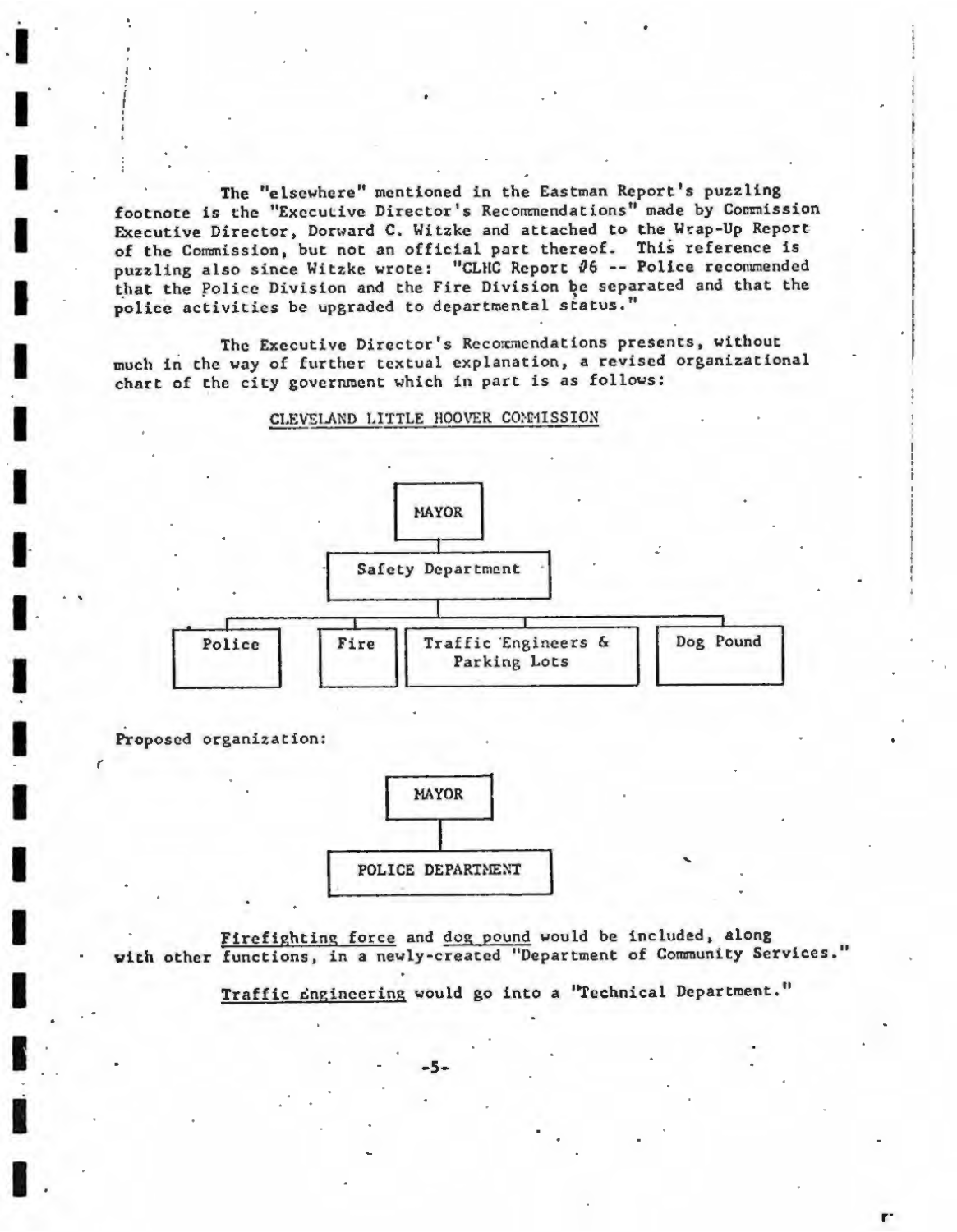The "elsewhere" mentioned in the Eastman Report's puzzling footnote is the "Executive Director's Recommendations" made by Commission Executive Director, Dorward C. Witzke and attached to the Wrap-Up Report of the Commission, but not an official part thereof. This reference is puzzling also since Witzke wrote: "CLHC Report #6 -- Police recommended that the Police Division and the Fire Division be separated and that the police activities be upgraded to departmental status."

The Executive Director's Recommendations presents, without much in the way of further textual explanation, a revised organizational chart of the city government which in part is as follows:

<u>CLEVELAND LITTLE HOOVER COMMISSION</u>

```
                         MAYOR
                           |
                   Safety Department
                           |
     ---------------------------------------------------
     |            |                  |                 |
  Police        Fire     Traffic Engineers &       Dog Pound
                           Parking Lots
```

Proposed organization:

```
                         MAYOR
                           |
                   POLICE DEPARTMENT
```

<u>Firefighting force</u> and <u>dog pound</u> would be included, along with other functions, in a newly-created "Department of Community Services."

<u>Traffic engineering</u> would go into a "Technical Department."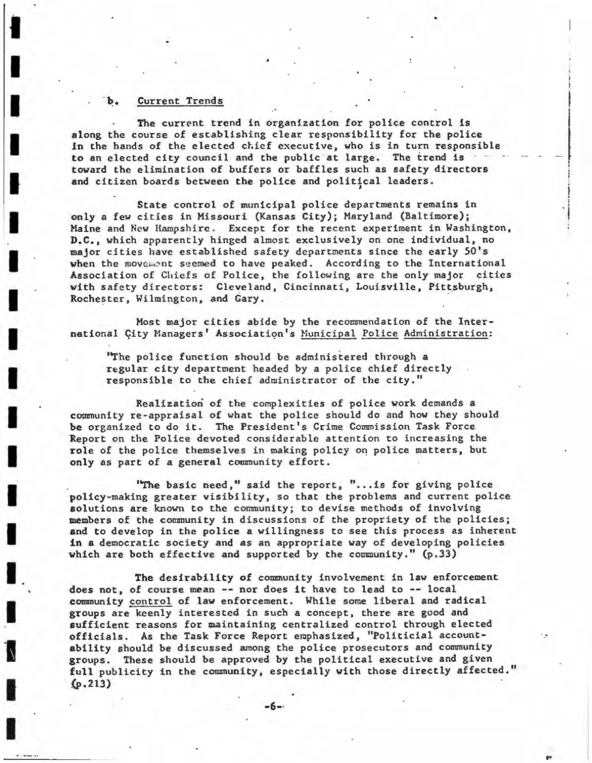### b. Current Trends

The current trend in organization for police control is along the course of establishing clear responsibility for the police in the hands of the elected chief executive, who is in turn responsible to an elected city council and the public at large. The trend is toward the elimination of buffers or baffles such as safety directors and citizen boards between the police and political leaders.

State control of municipal police departments remains in only a few cities in Missouri (Kansas City); Maryland (Baltimore); Maine and New Hampshire. Except for the recent experiment in Washington, D.C., which apparently hinged almost exclusively on one individual, no major cities have established safety departments since the early 50's when the movement seemed to have peaked. According to the International Association of Chiefs of Police, the following are the only major cities with safety directors: Cleveland, Cincinnati, Louisville, Pittsburgh, Rochester, Wilmington, and Gary.

Most major cities abide by the recommendation of the International City Managers' Association's Municipal Police Administration:

> "The police function should be administered through a regular city department headed by a police chief directly responsible to the chief administrator of the city."

Realization of the complexities of police work demands a community re-appraisal of what the police should do and how they should be organized to do it. The President's Crime Commission Task Force Report on the Police devoted considerable attention to increasing the role of the police themselves in making policy on police matters, but only as part of a general community effort.

"The basic need," said the report, "...is for giving police policy-making greater visibility, so that the problems and current police solutions are known to the community; to devise methods of involving members of the community in discussions of the propriety of the policies; and to develop in the police a willingness to see this process as inherent in a democratic society and as an appropriate way of developing policies which are both effective and supported by the community." (p.33)

The desirability of community involvement in law enforcement does not, of course mean -- nor does it have to lead to -- local community control of law enforcement. While some liberal and radical groups are keenly interested in such a concept, there are good and sufficient reasons for maintaining centralized control through elected officials. As the Task Force Report emphasized, "Politicial accountability should be discussed among the police prosecutors and community groups. These should be approved by the political executive and given full publicity in the community, especially with those directly affected." (p.213)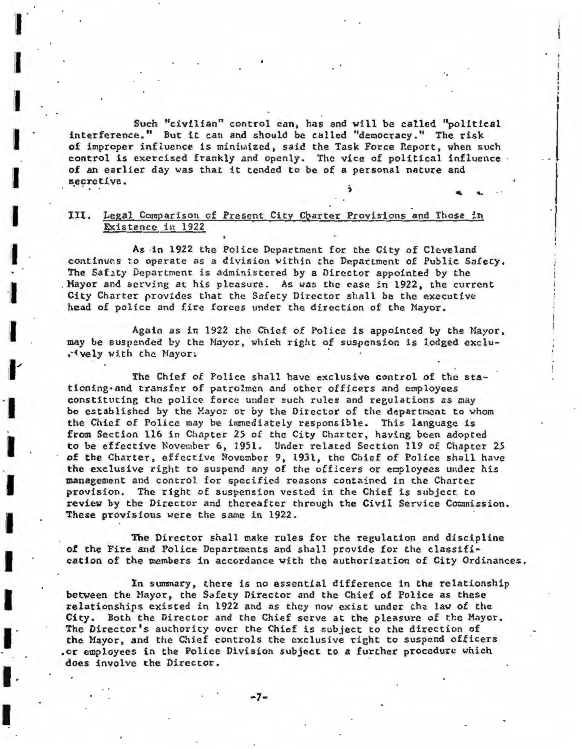Such "civilian" control can, has and will be called "political interference." But it can and should be called "democracy." The risk of improper influence is minimized, said the Task Force Report, when such control is exercised frankly and openly. The vice of political influence of an earlier day was that it tended to be of a personal nature and secretive.

## III. Legal Comparison of Present City Charter Provisions and Those in Existence in 1922

As in 1922 the Police Department for the City of Cleveland continues to operate as a division within the Department of Public Safety. The Safety Department is administered by a Director appointed by the Mayor and serving at his pleasure. As was the case in 1922, the current City Charter provides that the Safety Director shall be the executive head of police and fire forces under the direction of the Mayor.

Again as in 1922 the Chief of Police is appointed by the Mayor, may be suspended by the Mayor, which right of suspension is lodged exclusively with the Mayor.

The Chief of Police shall have exclusive control of the stationing and transfer of patrolmen and other officers and employees constituting the police force under such rules and regulations as may be established by the Mayor or by the Director of the department to whom the Chief of Police may be immediately responsible. This language is from Section 116 in Chapter 25 of the City Charter, having been adopted to be effective November 6, 1951. Under related Section 119 of Chapter 25 of the Charter, effective November 9, 1931, the Chief of Police shall have the exclusive right to suspend any of the officers or employees under his management and control for specified reasons contained in the Charter provision. The right of suspension vested in the Chief is subject to review by the Director and thereafter through the Civil Service Commission. These provisions were the same in 1922.

The Director shall make rules for the regulation and discipline of the Fire and Police Departments and shall provide for the classification of the members in accordance with the authorization of City Ordinances.

In summary, there is no essential difference in the relationship between the Mayor, the Safety Director and the Chief of Police as these relationships existed in 1922 and as they now exist under the law of the City. Both the Director and the Chief serve at the pleasure of the Mayor. The Director's authority over the Chief is subject to the direction of the Mayor, and the Chief controls the exclusive right to suspend officers or employees in the Police Division subject to a further procedure which does involve the Director.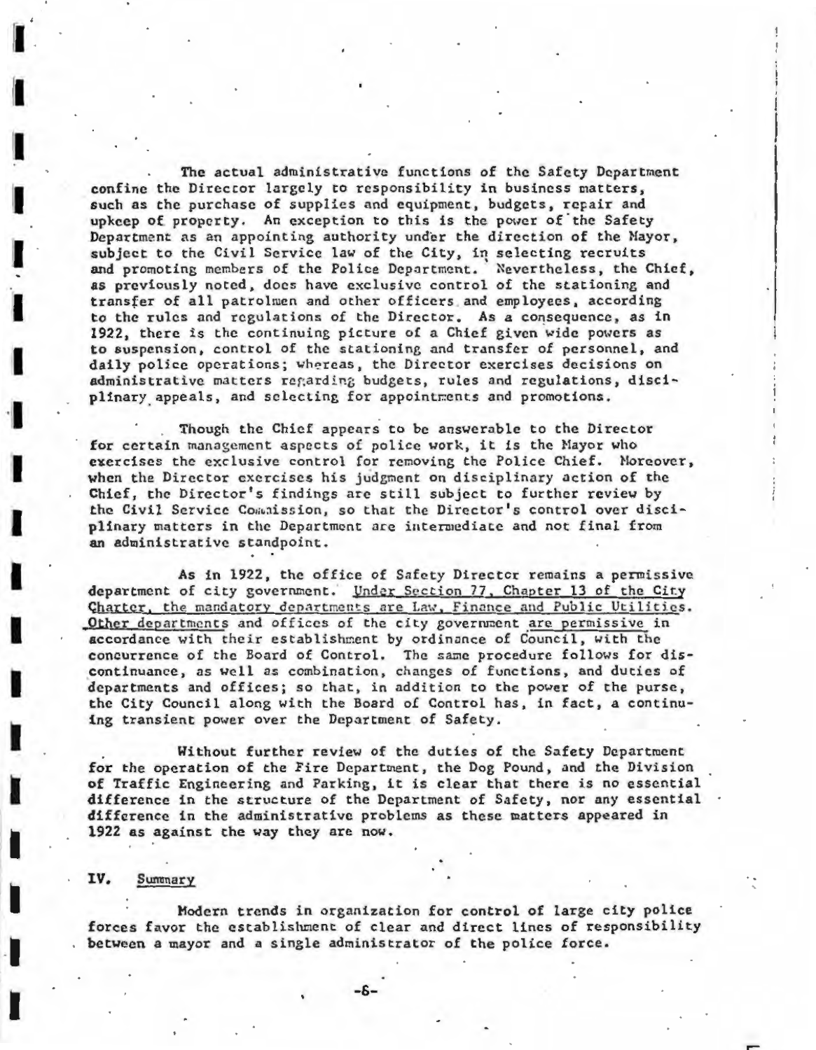The actual administrative functions of the Safety Department confine the Director largely to responsibility in business matters, such as the purchase of supplies and equipment, budgets, repair and upkeep of property. An exception to this is the power of the Safety Department as an appointing authority under the direction of the Mayor, subject to the Civil Service law of the City, in selecting recruits and promoting members of the Police Department. Nevertheless, the Chief, as previously noted, does have exclusive control of the stationing and transfer of all patrolmen and other officers and employees, according to the rules and regulations of the Director. As a consequence, as in 1922, there is the continuing picture of a Chief given wide powers as to suspension, control of the stationing and transfer of personnel, and daily police operations; whereas, the Director exercises decisions on administrative matters regarding budgets, rules and regulations, disciplinary appeals, and selecting for appointments and promotions.

Though the Chief appears to be answerable to the Director for certain management aspects of police work, it is the Mayor who exercises the exclusive control for removing the Police Chief. Moreover, when the Director exercises his judgment on disciplinary action of the Chief, the Director's findings are still subject to further review by the Civil Service Commission, so that the Director's control over disciplinary matters in the Department are intermediate and not final from an administrative standpoint.

As in 1922, the office of Safety Director remains a permissive department of city government. Under Section 77, Chapter 13 of the City Charter, the mandatory departments are Law, Finance and Public Utilities. Other departments and offices of the city government are permissive in accordance with their establishment by ordinance of Council, with the concurrence of the Board of Control. The same procedure follows for discontinuance, as well as combination, changes of functions, and duties of departments and offices; so that, in addition to the power of the purse, the City Council along with the Board of Control has, in fact, a continuing transient power over the Department of Safety.

Without further review of the duties of the Safety Department for the operation of the Fire Department, the Dog Pound, and the Division of Traffic Engineering and Parking, it is clear that there is no essential difference in the structure of the Department of Safety, nor any essential difference in the administrative problems as these matters appeared in 1922 as against the way they are now.

## IV. Summary

Modern trends in organization for control of large city police forces favor the establishment of clear and direct lines of responsibility between a mayor and a single administrator of the police force.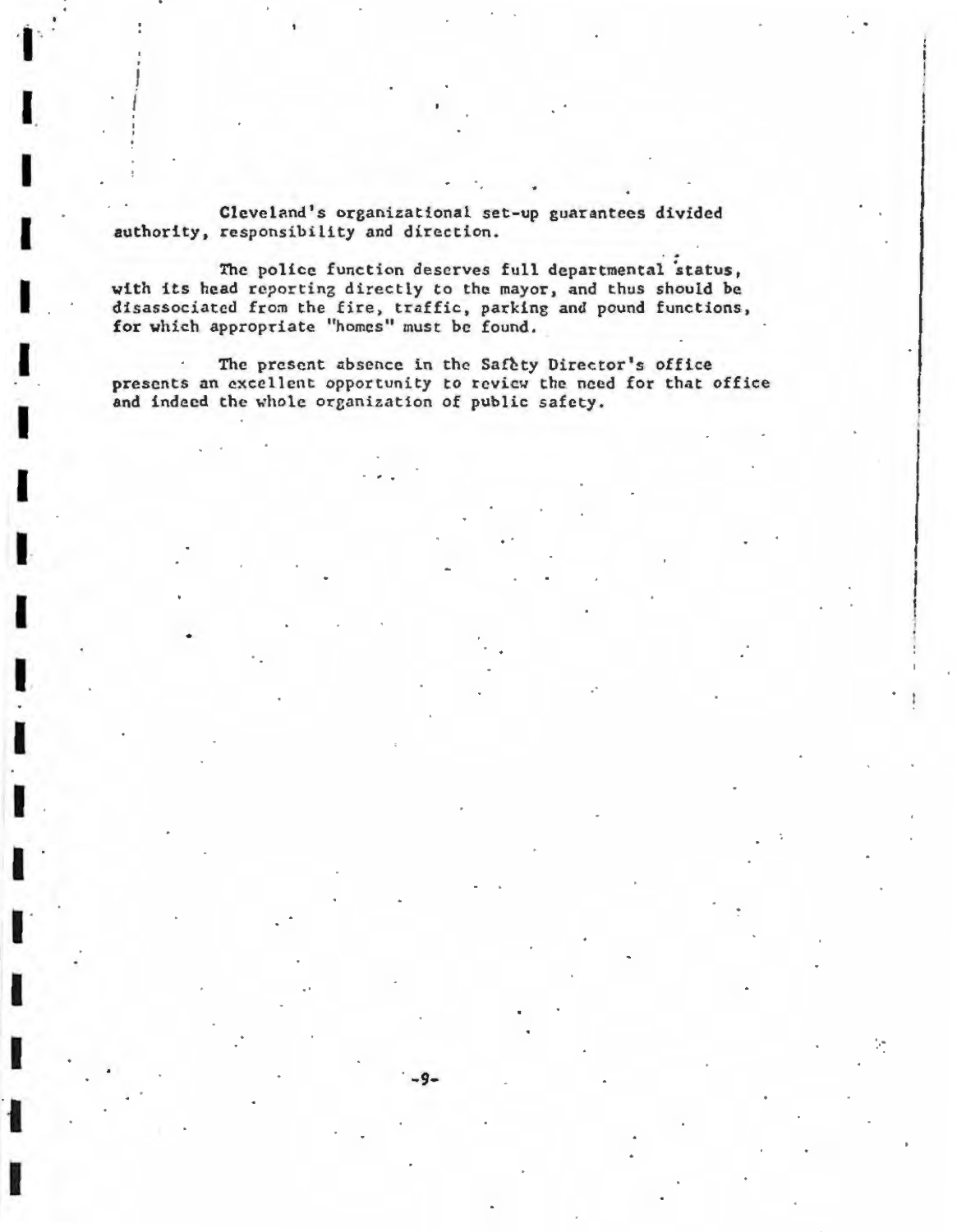Cleveland's organizational set-up guarantees divided authority, responsibility and direction.

The police function deserves full departmental status, with its head reporting directly to the mayor, and thus should be disassociated from the fire, traffic, parking and pound functions, for which appropriate "homes" must be found.

The present absence in the Safety Director's office presents an excellent opportunity to review the need for that office and indeed the whole organization of public safety.